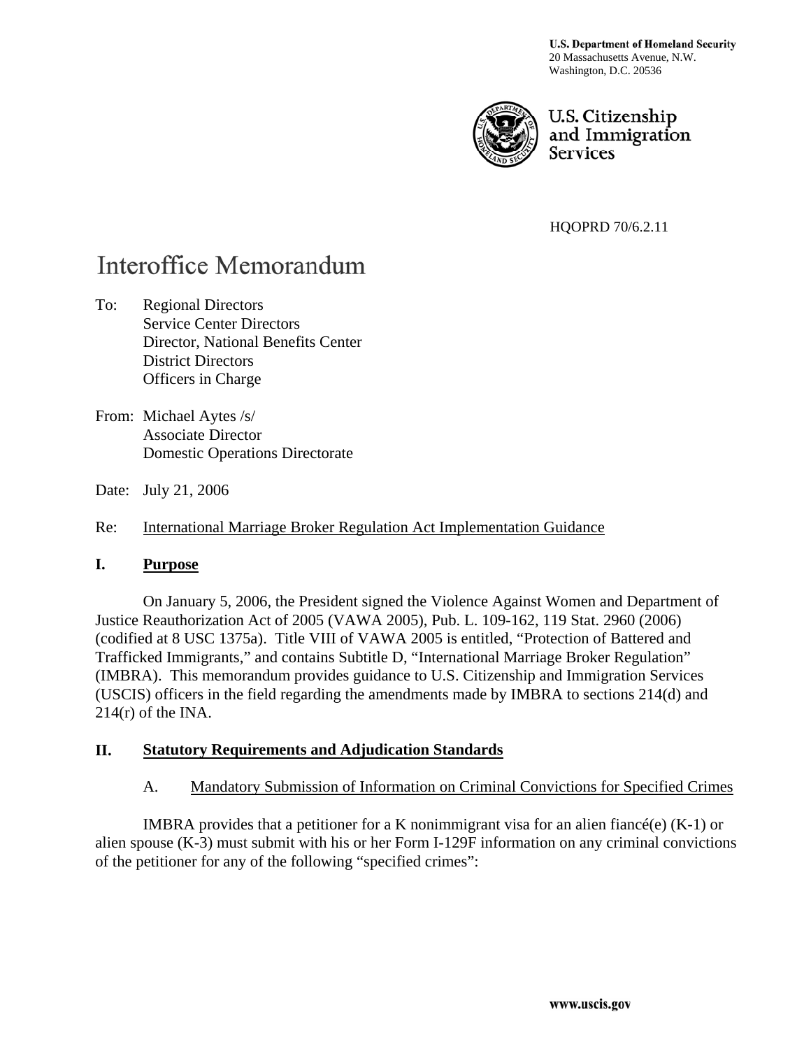**U.S. Department of Homeland Security**
20 Massachusetts Avenue, N.W.
Washington, D.C. 20536

U.S. Citizenship and Immigration Services

HQOPRD 70/6.2.11

# Interoffice Memorandum

To: Regional Directors
Service Center Directors
Director, National Benefits Center
District Directors
Officers in Charge

From: Michael Aytes /s/
Associate Director
Domestic Operations Directorate

Date: July 21, 2006

Re: International Marriage Broker Regulation Act Implementation Guidance

## I. Purpose

On January 5, 2006, the President signed the Violence Against Women and Department of Justice Reauthorization Act of 2005 (VAWA 2005), Pub. L. 109-162, 119 Stat. 2960 (2006) (codified at 8 USC 1375a). Title VIII of VAWA 2005 is entitled, "Protection of Battered and Trafficked Immigrants," and contains Subtitle D, "International Marriage Broker Regulation" (IMBRA). This memorandum provides guidance to U.S. Citizenship and Immigration Services (USCIS) officers in the field regarding the amendments made by IMBRA to sections 214(d) and 214(r) of the INA.

## II. Statutory Requirements and Adjudication Standards

### A. Mandatory Submission of Information on Criminal Convictions for Specified Crimes

IMBRA provides that a petitioner for a K nonimmigrant visa for an alien fiancé(e) (K-1) or alien spouse (K-3) must submit with his or her Form I-129F information on any criminal convictions of the petitioner for any of the following "specified crimes":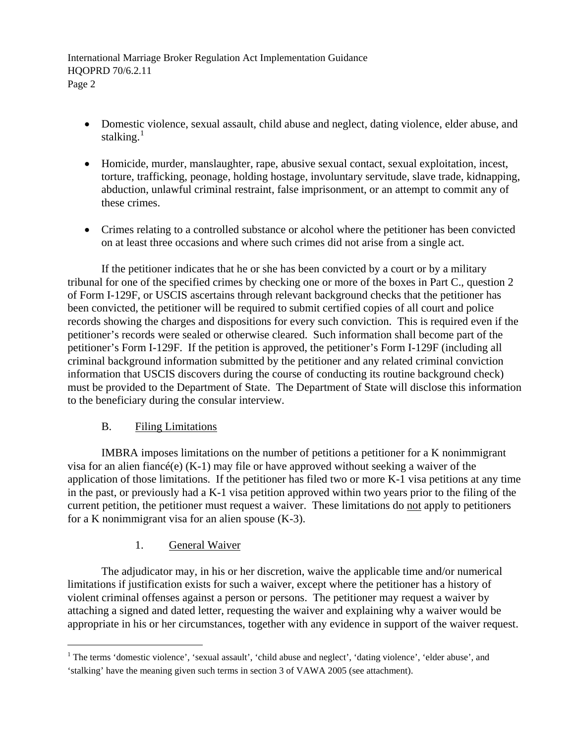- Domestic violence, sexual assault, child abuse and neglect, dating violence, elder abuse, and stalking.[1]

- Homicide, murder, manslaughter, rape, abusive sexual contact, sexual exploitation, incest, torture, trafficking, peonage, holding hostage, involuntary servitude, slave trade, kidnapping, abduction, unlawful criminal restraint, false imprisonment, or an attempt to commit any of these crimes.

- Crimes relating to a controlled substance or alcohol where the petitioner has been convicted on at least three occasions and where such crimes did not arise from a single act.

If the petitioner indicates that he or she has been convicted by a court or by a military tribunal for one of the specified crimes by checking one or more of the boxes in Part C., question 2 of Form I-129F, or USCIS ascertains through relevant background checks that the petitioner has been convicted, the petitioner will be required to submit certified copies of all court and police records showing the charges and dispositions for every such conviction. This is required even if the petitioner's records were sealed or otherwise cleared. Such information shall become part of the petitioner's Form I-129F. If the petition is approved, the petitioner's Form I-129F (including all criminal background information submitted by the petitioner and any related criminal conviction information that USCIS discovers during the course of conducting its routine background check) must be provided to the Department of State. The Department of State will disclose this information to the beneficiary during the consular interview.

### B. Filing Limitations

IMBRA imposes limitations on the number of petitions a petitioner for a K nonimmigrant visa for an alien fiancé(e) (K-1) may file or have approved without seeking a waiver of the application of those limitations. If the petitioner has filed two or more K-1 visa petitions at any time in the past, or previously had a K-1 visa petition approved within two years prior to the filing of the current petition, the petitioner must request a waiver. These limitations do not apply to petitioners for a K nonimmigrant visa for an alien spouse (K-3).

#### 1. General Waiver

The adjudicator may, in his or her discretion, waive the applicable time and/or numerical limitations if justification exists for such a waiver, except where the petitioner has a history of violent criminal offenses against a person or persons. The petitioner may request a waiver by attaching a signed and dated letter, requesting the waiver and explaining why a waiver would be appropriate in his or her circumstances, together with any evidence in support of the waiver request.

---

[1] The terms 'domestic violence', 'sexual assault', 'child abuse and neglect', 'dating violence', 'elder abuse', and 'stalking' have the meaning given such terms in section 3 of VAWA 2005 (see attachment).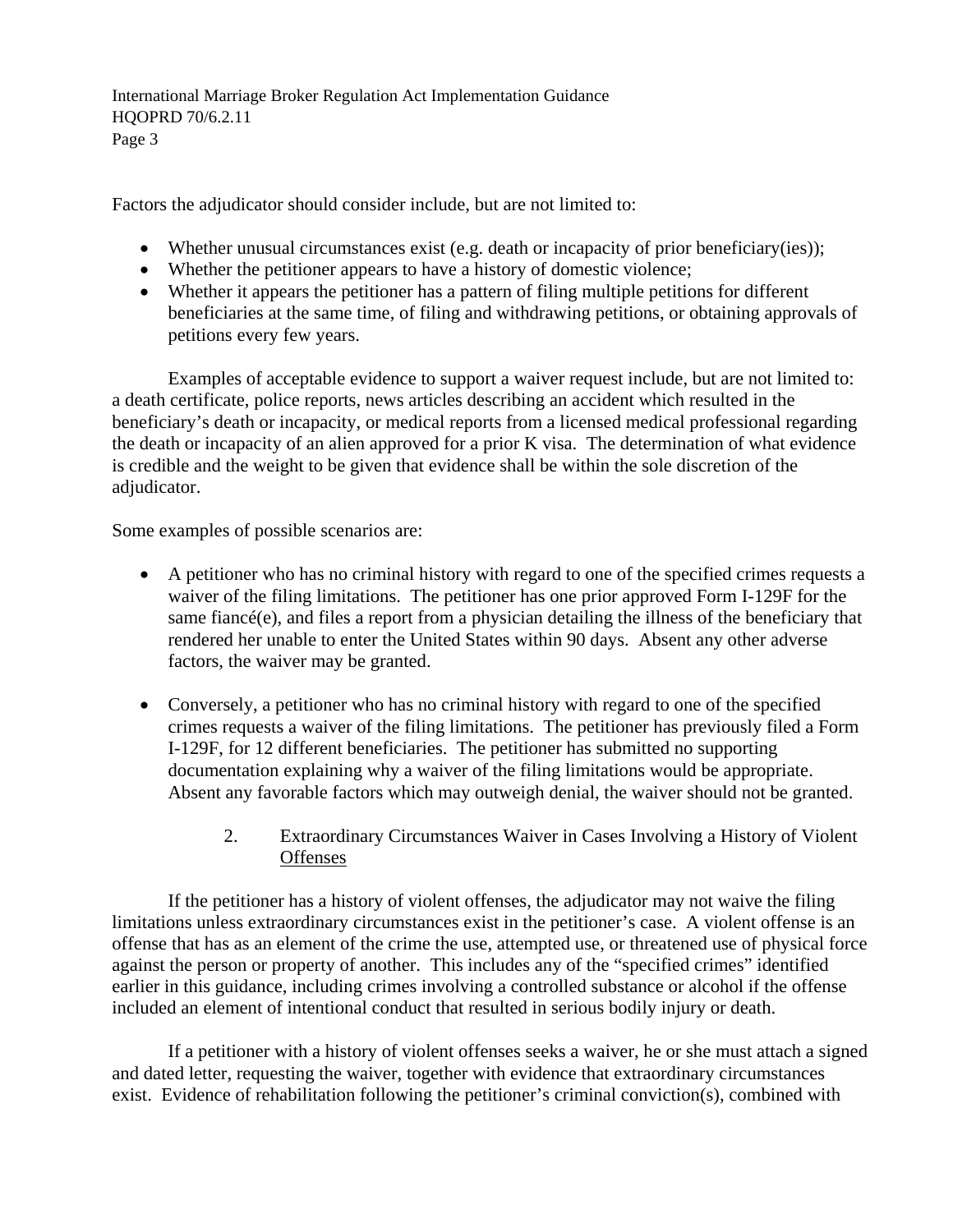Factors the adjudicator should consider include, but are not limited to:

- Whether unusual circumstances exist (e.g. death or incapacity of prior beneficiary(ies));
- Whether the petitioner appears to have a history of domestic violence;
- Whether it appears the petitioner has a pattern of filing multiple petitions for different beneficiaries at the same time, of filing and withdrawing petitions, or obtaining approvals of petitions every few years.

Examples of acceptable evidence to support a waiver request include, but are not limited to: a death certificate, police reports, news articles describing an accident which resulted in the beneficiary's death or incapacity, or medical reports from a licensed medical professional regarding the death or incapacity of an alien approved for a prior K visa. The determination of what evidence is credible and the weight to be given that evidence shall be within the sole discretion of the adjudicator.

Some examples of possible scenarios are:

- A petitioner who has no criminal history with regard to one of the specified crimes requests a waiver of the filing limitations. The petitioner has one prior approved Form I-129F for the same fiancé(e), and files a report from a physician detailing the illness of the beneficiary that rendered her unable to enter the United States within 90 days. Absent any other adverse factors, the waiver may be granted.
- Conversely, a petitioner who has no criminal history with regard to one of the specified crimes requests a waiver of the filing limitations. The petitioner has previously filed a Form I-129F, for 12 different beneficiaries. The petitioner has submitted no supporting documentation explaining why a waiver of the filing limitations would be appropriate. Absent any favorable factors which may outweigh denial, the waiver should not be granted.

2. Extraordinary Circumstances Waiver in Cases Involving a History of Violent Offenses

If the petitioner has a history of violent offenses, the adjudicator may not waive the filing limitations unless extraordinary circumstances exist in the petitioner's case. A violent offense is an offense that has as an element of the crime the use, attempted use, or threatened use of physical force against the person or property of another. This includes any of the "specified crimes" identified earlier in this guidance, including crimes involving a controlled substance or alcohol if the offense included an element of intentional conduct that resulted in serious bodily injury or death.

If a petitioner with a history of violent offenses seeks a waiver, he or she must attach a signed and dated letter, requesting the waiver, together with evidence that extraordinary circumstances exist. Evidence of rehabilitation following the petitioner's criminal conviction(s), combined with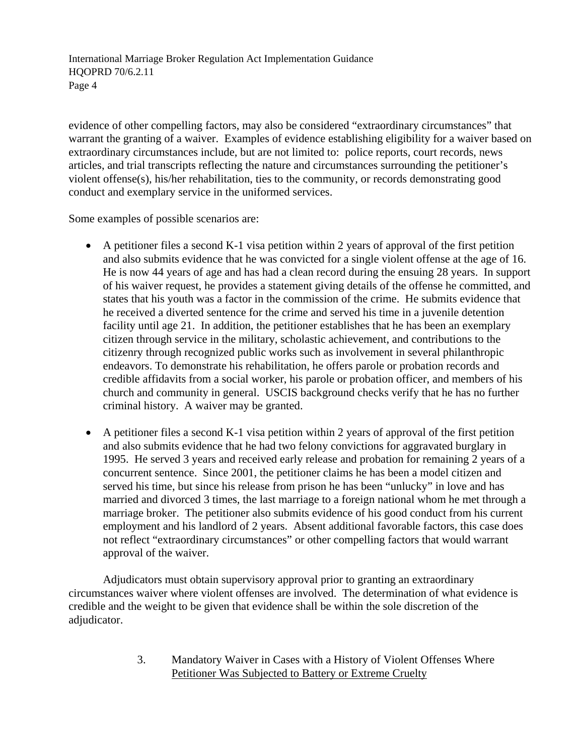evidence of other compelling factors, may also be considered "extraordinary circumstances" that warrant the granting of a waiver. Examples of evidence establishing eligibility for a waiver based on extraordinary circumstances include, but are not limited to: police reports, court records, news articles, and trial transcripts reflecting the nature and circumstances surrounding the petitioner's violent offense(s), his/her rehabilitation, ties to the community, or records demonstrating good conduct and exemplary service in the uniformed services.

Some examples of possible scenarios are:

- A petitioner files a second K-1 visa petition within 2 years of approval of the first petition and also submits evidence that he was convicted for a single violent offense at the age of 16. He is now 44 years of age and has had a clean record during the ensuing 28 years. In support of his waiver request, he provides a statement giving details of the offense he committed, and states that his youth was a factor in the commission of the crime. He submits evidence that he received a diverted sentence for the crime and served his time in a juvenile detention facility until age 21. In addition, the petitioner establishes that he has been an exemplary citizen through service in the military, scholastic achievement, and contributions to the citizenry through recognized public works such as involvement in several philanthropic endeavors. To demonstrate his rehabilitation, he offers parole or probation records and credible affidavits from a social worker, his parole or probation officer, and members of his church and community in general. USCIS background checks verify that he has no further criminal history. A waiver may be granted.

- A petitioner files a second K-1 visa petition within 2 years of approval of the first petition and also submits evidence that he had two felony convictions for aggravated burglary in 1995. He served 3 years and received early release and probation for remaining 2 years of a concurrent sentence. Since 2001, the petitioner claims he has been a model citizen and served his time, but since his release from prison he has been "unlucky" in love and has married and divorced 3 times, the last marriage to a foreign national whom he met through a marriage broker. The petitioner also submits evidence of his good conduct from his current employment and his landlord of 2 years. Absent additional favorable factors, this case does not reflect "extraordinary circumstances" or other compelling factors that would warrant approval of the waiver.

Adjudicators must obtain supervisory approval prior to granting an extraordinary circumstances waiver where violent offenses are involved. The determination of what evidence is credible and the weight to be given that evidence shall be within the sole discretion of the adjudicator.

### 3. Mandatory Waiver in Cases with a History of Violent Offenses Where Petitioner Was Subjected to Battery or Extreme Cruelty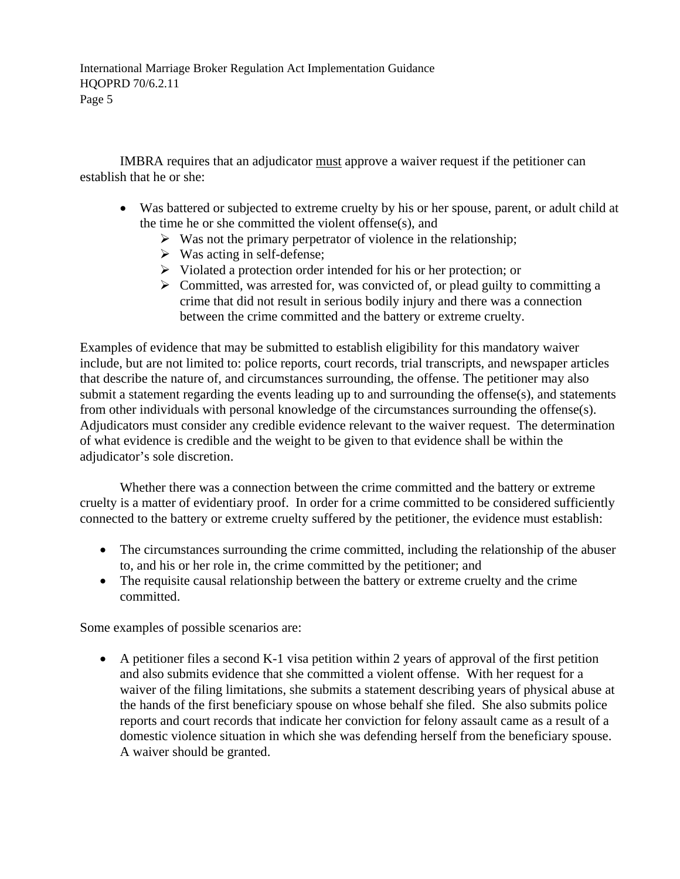IMBRA requires that an adjudicator <u>must</u> approve a waiver request if the petitioner can establish that he or she:

- Was battered or subjected to extreme cruelty by his or her spouse, parent, or adult child at the time he or she committed the violent offense(s), and
  - Was not the primary perpetrator of violence in the relationship;
  - Was acting in self-defense;
  - Violated a protection order intended for his or her protection; or
  - Committed, was arrested for, was convicted of, or plead guilty to committing a crime that did not result in serious bodily injury and there was a connection between the crime committed and the battery or extreme cruelty.

Examples of evidence that may be submitted to establish eligibility for this mandatory waiver include, but are not limited to: police reports, court records, trial transcripts, and newspaper articles that describe the nature of, and circumstances surrounding, the offense. The petitioner may also submit a statement regarding the events leading up to and surrounding the offense(s), and statements from other individuals with personal knowledge of the circumstances surrounding the offense(s). Adjudicators must consider any credible evidence relevant to the waiver request. The determination of what evidence is credible and the weight to be given to that evidence shall be within the adjudicator's sole discretion.

Whether there was a connection between the crime committed and the battery or extreme cruelty is a matter of evidentiary proof. In order for a crime committed to be considered sufficiently connected to the battery or extreme cruelty suffered by the petitioner, the evidence must establish:

- The circumstances surrounding the crime committed, including the relationship of the abuser to, and his or her role in, the crime committed by the petitioner; and
- The requisite causal relationship between the battery or extreme cruelty and the crime committed.

Some examples of possible scenarios are:

- A petitioner files a second K-1 visa petition within 2 years of approval of the first petition and also submits evidence that she committed a violent offense. With her request for a waiver of the filing limitations, she submits a statement describing years of physical abuse at the hands of the first beneficiary spouse on whose behalf she filed. She also submits police reports and court records that indicate her conviction for felony assault came as a result of a domestic violence situation in which she was defending herself from the beneficiary spouse. A waiver should be granted.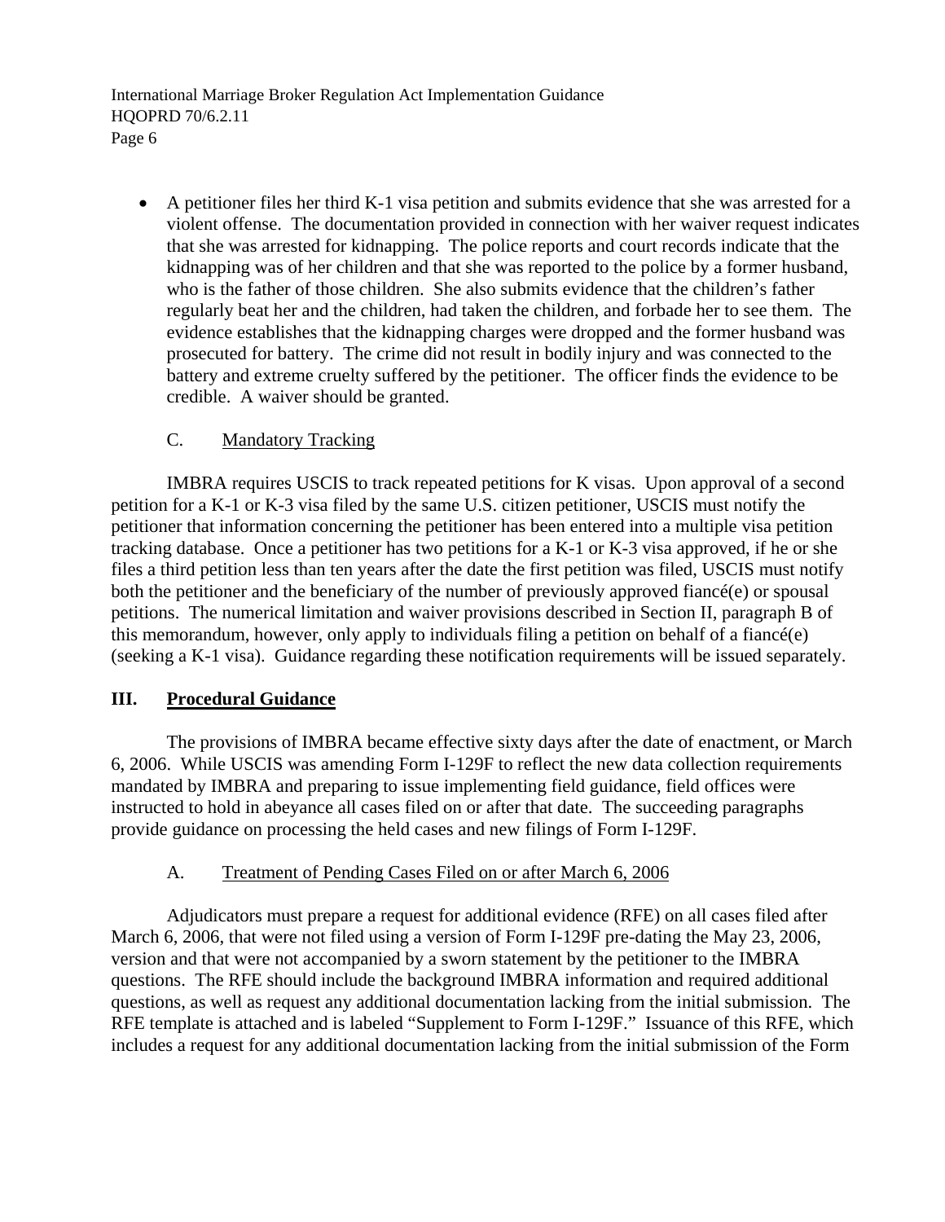- A petitioner files her third K-1 visa petition and submits evidence that she was arrested for a violent offense. The documentation provided in connection with her waiver request indicates that she was arrested for kidnapping. The police reports and court records indicate that the kidnapping was of her children and that she was reported to the police by a former husband, who is the father of those children. She also submits evidence that the children's father regularly beat her and the children, had taken the children, and forbade her to see them. The evidence establishes that the kidnapping charges were dropped and the former husband was prosecuted for battery. The crime did not result in bodily injury and was connected to the battery and extreme cruelty suffered by the petitioner. The officer finds the evidence to be credible. A waiver should be granted.

### C. Mandatory Tracking

IMBRA requires USCIS to track repeated petitions for K visas. Upon approval of a second petition for a K-1 or K-3 visa filed by the same U.S. citizen petitioner, USCIS must notify the petitioner that information concerning the petitioner has been entered into a multiple visa petition tracking database. Once a petitioner has two petitions for a K-1 or K-3 visa approved, if he or she files a third petition less than ten years after the date the first petition was filed, USCIS must notify both the petitioner and the beneficiary of the number of previously approved fiancé(e) or spousal petitions. The numerical limitation and waiver provisions described in Section II, paragraph B of this memorandum, however, only apply to individuals filing a petition on behalf of a fiancé(e) (seeking a K-1 visa). Guidance regarding these notification requirements will be issued separately.

## III. Procedural Guidance

The provisions of IMBRA became effective sixty days after the date of enactment, or March 6, 2006. While USCIS was amending Form I-129F to reflect the new data collection requirements mandated by IMBRA and preparing to issue implementing field guidance, field offices were instructed to hold in abeyance all cases filed on or after that date. The succeeding paragraphs provide guidance on processing the held cases and new filings of Form I-129F.

### A. Treatment of Pending Cases Filed on or after March 6, 2006

Adjudicators must prepare a request for additional evidence (RFE) on all cases filed after March 6, 2006, that were not filed using a version of Form I-129F pre-dating the May 23, 2006, version and that were not accompanied by a sworn statement by the petitioner to the IMBRA questions. The RFE should include the background IMBRA information and required additional questions, as well as request any additional documentation lacking from the initial submission. The RFE template is attached and is labeled "Supplement to Form I-129F." Issuance of this RFE, which includes a request for any additional documentation lacking from the initial submission of the Form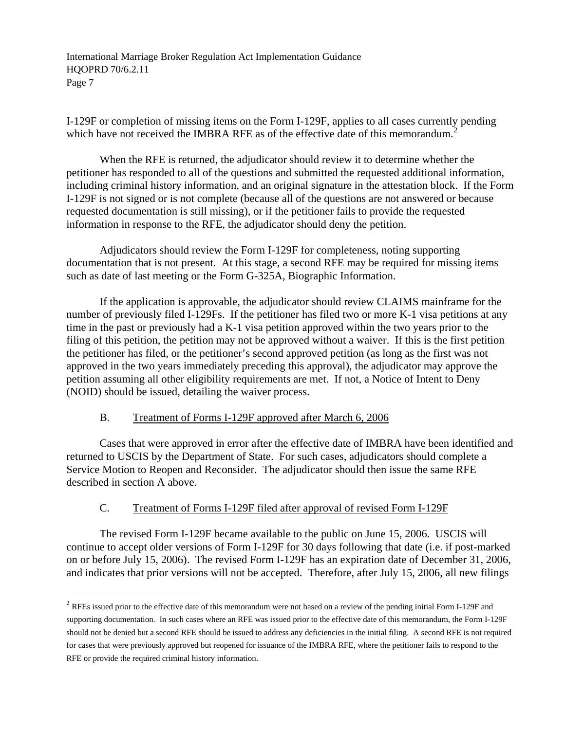I-129F or completion of missing items on the Form I-129F, applies to all cases currently pending which have not received the IMBRA RFE as of the effective date of this memorandum.[2]

When the RFE is returned, the adjudicator should review it to determine whether the petitioner has responded to all of the questions and submitted the requested additional information, including criminal history information, and an original signature in the attestation block. If the Form I-129F is not signed or is not complete (because all of the questions are not answered or because requested documentation is still missing), or if the petitioner fails to provide the requested information in response to the RFE, the adjudicator should deny the petition.

Adjudicators should review the Form I-129F for completeness, noting supporting documentation that is not present. At this stage, a second RFE may be required for missing items such as date of last meeting or the Form G-325A, Biographic Information.

If the application is approvable, the adjudicator should review CLAIMS mainframe for the number of previously filed I-129Fs. If the petitioner has filed two or more K-1 visa petitions at any time in the past or previously had a K-1 visa petition approved within the two years prior to the filing of this petition, the petition may not be approved without a waiver. If this is the first petition the petitioner has filed, or the petitioner's second approved petition (as long as the first was not approved in the two years immediately preceding this approval), the adjudicator may approve the petition assuming all other eligibility requirements are met. If not, a Notice of Intent to Deny (NOID) should be issued, detailing the waiver process.

B. Treatment of Forms I-129F approved after March 6, 2006

Cases that were approved in error after the effective date of IMBRA have been identified and returned to USCIS by the Department of State. For such cases, adjudicators should complete a Service Motion to Reopen and Reconsider. The adjudicator should then issue the same RFE described in section A above.

C. Treatment of Forms I-129F filed after approval of revised Form I-129F

The revised Form I-129F became available to the public on June 15, 2006. USCIS will continue to accept older versions of Form I-129F for 30 days following that date (i.e. if post-marked on or before July 15, 2006). The revised Form I-129F has an expiration date of December 31, 2006, and indicates that prior versions will not be accepted. Therefore, after July 15, 2006, all new filings

---

[2] RFEs issued prior to the effective date of this memorandum were not based on a review of the pending initial Form I-129F and supporting documentation. In such cases where an RFE was issued prior to the effective date of this memorandum, the Form I-129F should not be denied but a second RFE should be issued to address any deficiencies in the initial filing. A second RFE is not required for cases that were previously approved but reopened for issuance of the IMBRA RFE, where the petitioner fails to respond to the RFE or provide the required criminal history information.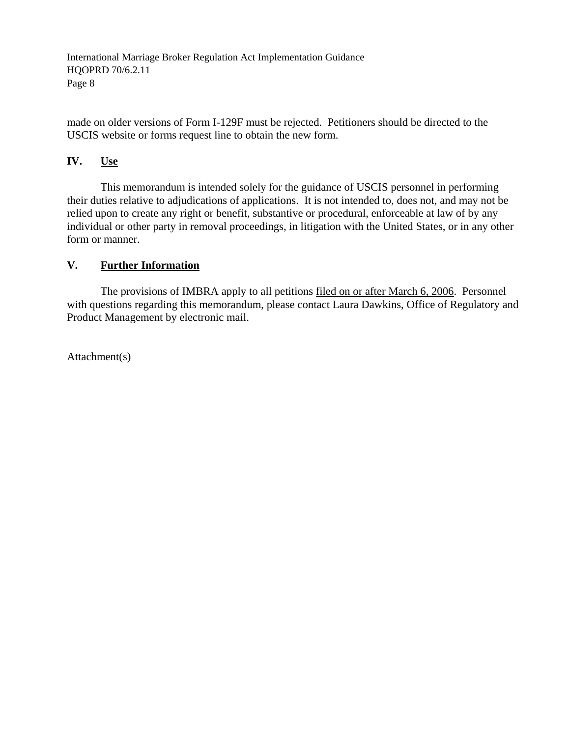made on older versions of Form I-129F must be rejected. Petitioners should be directed to the USCIS website or forms request line to obtain the new form.

## IV. Use

This memorandum is intended solely for the guidance of USCIS personnel in performing their duties relative to adjudications of applications. It is not intended to, does not, and may not be relied upon to create any right or benefit, substantive or procedural, enforceable at law of by any individual or other party in removal proceedings, in litigation with the United States, or in any other form or manner.

## V. Further Information

The provisions of IMBRA apply to all petitions filed on or after March 6, 2006. Personnel with questions regarding this memorandum, please contact Laura Dawkins, Office of Regulatory and Product Management by electronic mail.

Attachment(s)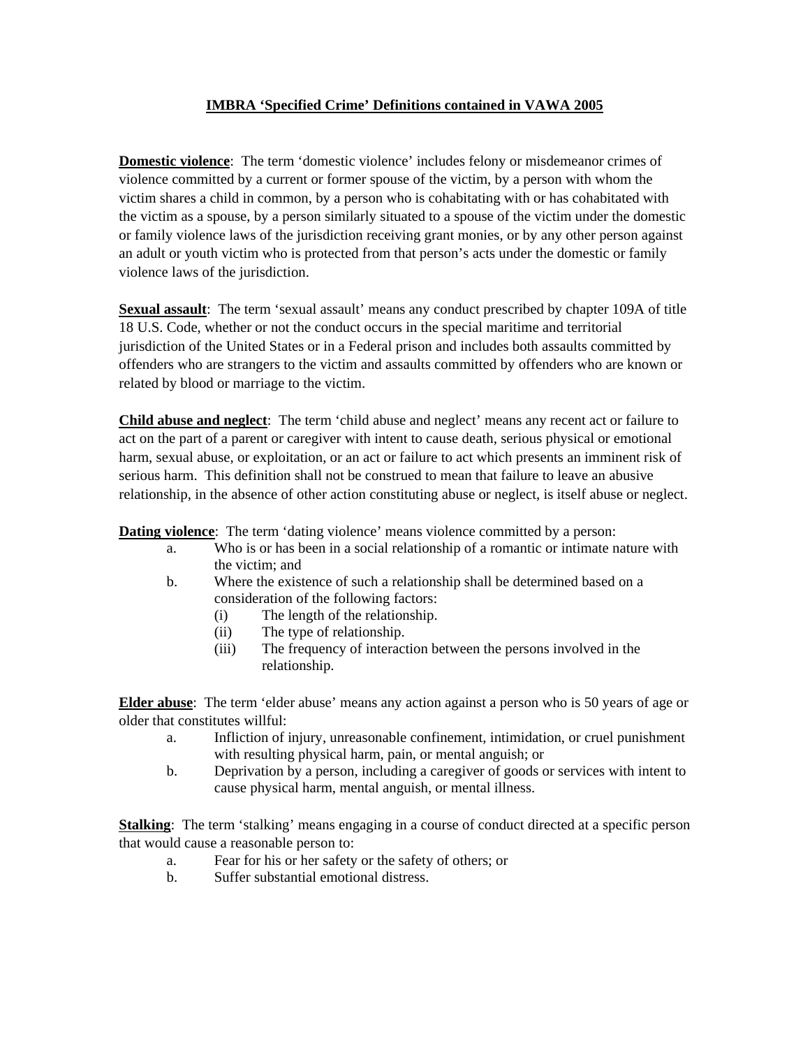**IMBRA 'Specified Crime' Definitions contained in VAWA 2005**

**Domestic violence**: The term 'domestic violence' includes felony or misdemeanor crimes of violence committed by a current or former spouse of the victim, by a person with whom the victim shares a child in common, by a person who is cohabitating with or has cohabitated with the victim as a spouse, by a person similarly situated to a spouse of the victim under the domestic or family violence laws of the jurisdiction receiving grant monies, or by any other person against an adult or youth victim who is protected from that person's acts under the domestic or family violence laws of the jurisdiction.

**Sexual assault**: The term 'sexual assault' means any conduct prescribed by chapter 109A of title 18 U.S. Code, whether or not the conduct occurs in the special maritime and territorial jurisdiction of the United States or in a Federal prison and includes both assaults committed by offenders who are strangers to the victim and assaults committed by offenders who are known or related by blood or marriage to the victim.

**Child abuse and neglect**: The term 'child abuse and neglect' means any recent act or failure to act on the part of a parent or caregiver with intent to cause death, serious physical or emotional harm, sexual abuse, or exploitation, or an act or failure to act which presents an imminent risk of serious harm. This definition shall not be construed to mean that failure to leave an abusive relationship, in the absence of other action constituting abuse or neglect, is itself abuse or neglect.

**Dating violence**: The term 'dating violence' means violence committed by a person:

a. Who is or has been in a social relationship of a romantic or intimate nature with the victim; and
b. Where the existence of such a relationship shall be determined based on a consideration of the following factors:
   (i) The length of the relationship.
   (ii) The type of relationship.
   (iii) The frequency of interaction between the persons involved in the relationship.

**Elder abuse**: The term 'elder abuse' means any action against a person who is 50 years of age or older that constitutes willful:

a. Infliction of injury, unreasonable confinement, intimidation, or cruel punishment with resulting physical harm, pain, or mental anguish; or
b. Deprivation by a person, including a caregiver of goods or services with intent to cause physical harm, mental anguish, or mental illness.

**Stalking**: The term 'stalking' means engaging in a course of conduct directed at a specific person that would cause a reasonable person to:

a. Fear for his or her safety or the safety of others; or
b. Suffer substantial emotional distress.